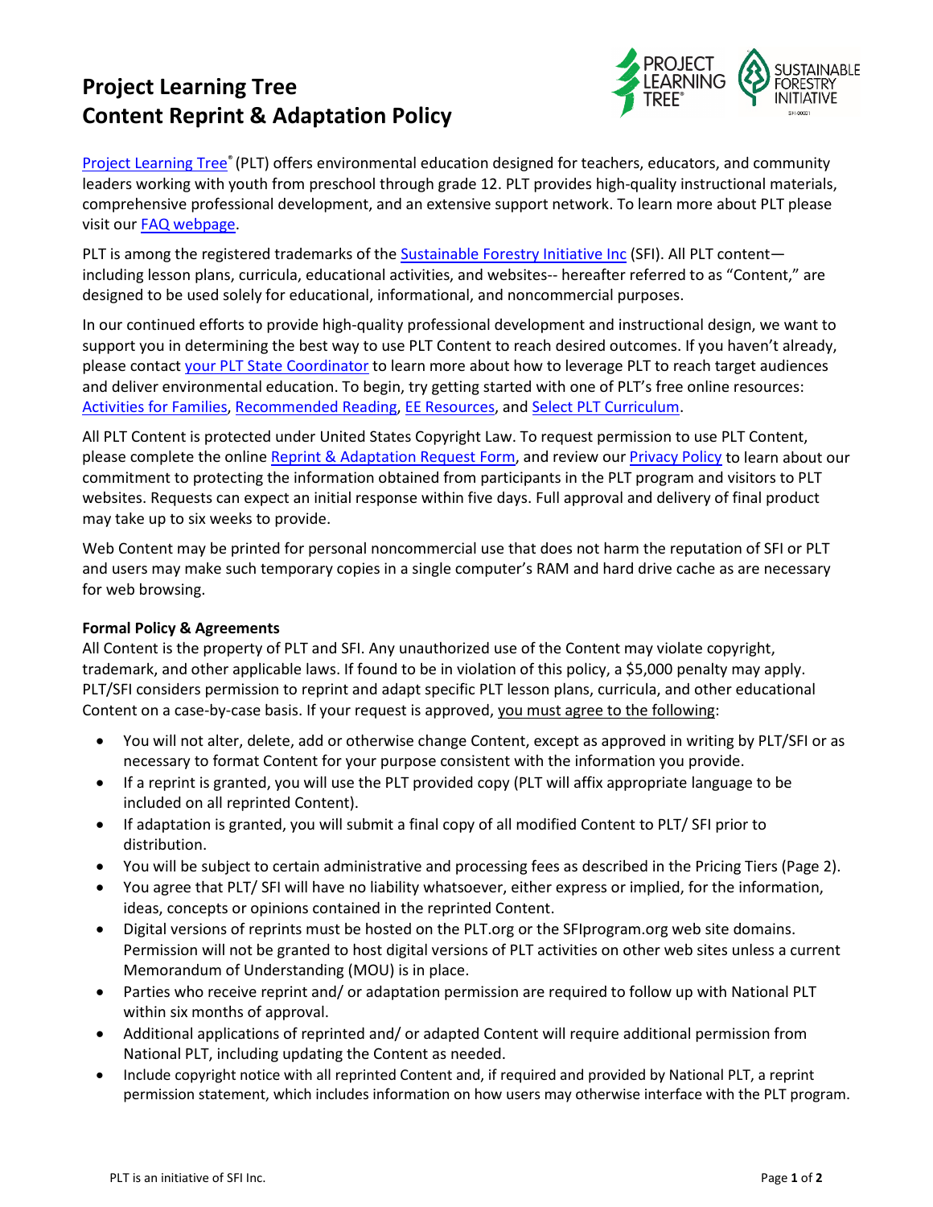# Project Learning Tree Content Reprint & Adaptation Policy

Project Learning Tree® (PLT) offers environmental education designed for teachers, educators, and community leaders working with youth from preschool through grade 12. PLT provides high-quality instructional materials, comprehensive professional development, and an extensive support network. To learn more about PLT please visit our FAQ webpage.

PLT is among the registered trademarks of the Sustainable Forestry Initiative Inc (SFI). All PLT content—including lesson plans, curricula, educational activities, and websites-- hereafter referred to as "Content," are designed to be used solely for educational, informational, and noncommercial purposes.

In our continued efforts to provide high-quality professional development and instructional design, we want to support you in determining the best way to use PLT Content to reach desired outcomes. If you haven't already, please contact your PLT State Coordinator to learn more about how to leverage PLT to reach target audiences and deliver environmental education. To begin, try getting started with one of PLT's free online resources: Activities for Families, Recommended Reading, EE Resources, and Select PLT Curriculum.

All PLT Content is protected under United States Copyright Law. To request permission to use PLT Content, please complete the online Reprint & Adaptation Request Form, and review our Privacy Policy to learn about our commitment to protecting the information obtained from participants in the PLT program and visitors to PLT websites. Requests can expect an initial response within five days. Full approval and delivery of final product may take up to six weeks to provide.

Web Content may be printed for personal noncommercial use that does not harm the reputation of SFI or PLT and users may make such temporary copies in a single computer's RAM and hard drive cache as are necessary for web browsing.

**Formal Policy & Agreements**

All Content is the property of PLT and SFI. Any unauthorized use of the Content may violate copyright, trademark, and other applicable laws. If found to be in violation of this policy, a $5,000 penalty may apply. PLT/SFI considers permission to reprint and adapt specific PLT lesson plans, curricula, and other educational Content on a case-by-case basis. If your request is approved, you must agree to the following:

- You will not alter, delete, add or otherwise change Content, except as approved in writing by PLT/SFI or as necessary to format Content for your purpose consistent with the information you provide.
- If a reprint is granted, you will use the PLT provided copy (PLT will affix appropriate language to be included on all reprinted Content).
- If adaptation is granted, you will submit a final copy of all modified Content to PLT/ SFI prior to distribution.
- You will be subject to certain administrative and processing fees as described in the Pricing Tiers (Page 2).
- You agree that PLT/ SFI will have no liability whatsoever, either express or implied, for the information, ideas, concepts or opinions contained in the reprinted Content.
- Digital versions of reprints must be hosted on the PLT.org or the SFIprogram.org web site domains. Permission will not be granted to host digital versions of PLT activities on other web sites unless a current Memorandum of Understanding (MOU) is in place.
- Parties who receive reprint and/ or adaptation permission are required to follow up with National PLT within six months of approval.
- Additional applications of reprinted and/ or adapted Content will require additional permission from National PLT, including updating the Content as needed.
- Include copyright notice with all reprinted Content and, if required and provided by National PLT, a reprint permission statement, which includes information on how users may otherwise interface with the PLT program.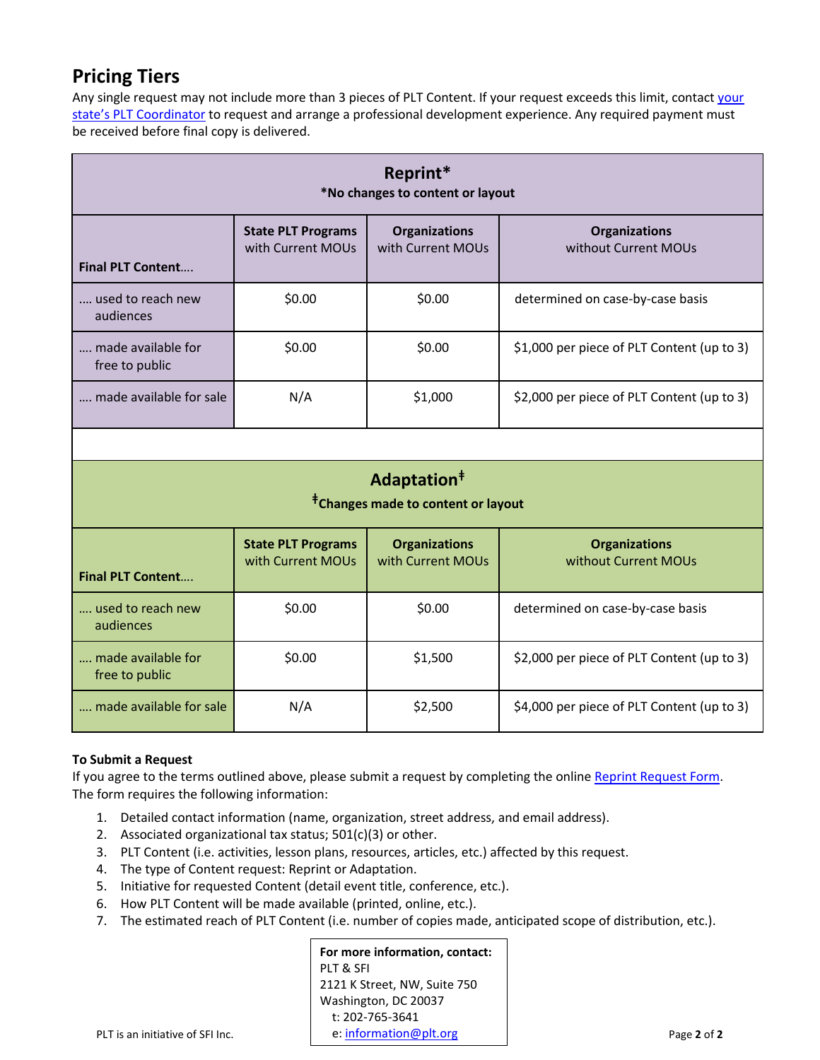## Pricing Tiers

Any single request may not include more than 3 pieces of PLT Content. If your request exceeds this limit, contact your state's PLT Coordinator to request and arrange a professional development experience. Any required payment must be received before final copy is delivered.

| Reprint* *No changes to content or layout | | | |
|---|---|---|---|
| **Final PLT Content….** | **State PLT Programs** with Current MOUs | **Organizations** with Current MOUs | **Organizations** without Current MOUs |
| …. used to reach new audiences | $0.00 | $0.00 | determined on case-by-case basis |
| …. made available for free to public | $0.00 | $0.00 | $1,000 per piece of PLT Content (up to 3) |
| …. made available for sale | N/A | $1,000 | $2,000 per piece of PLT Content (up to 3) |

| Adaptation‡ ‡Changes made to content or layout | | | |
|---|---|---|---|
| **Final PLT Content….** | **State PLT Programs** with Current MOUs | **Organizations** with Current MOUs | **Organizations** without Current MOUs |
| …. used to reach new audiences | $0.00 | $0.00 | determined on case-by-case basis |
| …. made available for free to public | $0.00 | $1,500 | $2,000 per piece of PLT Content (up to 3) |
| …. made available for sale | N/A | $2,500 | $4,000 per piece of PLT Content (up to 3) |

**To Submit a Request**

If you agree to the terms outlined above, please submit a request by completing the online Reprint Request Form. The form requires the following information:

1. Detailed contact information (name, organization, street address, and email address).
2. Associated organizational tax status; 501(c)(3) or other.
3. PLT Content (i.e. activities, lesson plans, resources, articles, etc.) affected by this request.
4. The type of Content request: Reprint or Adaptation.
5. Initiative for requested Content (detail event title, conference, etc.).
6. How PLT Content will be made available (printed, online, etc.).
7. The estimated reach of PLT Content (i.e. number of copies made, anticipated scope of distribution, etc.).

**For more information, contact:**
PLT & SFI
2121 K Street, NW, Suite 750
Washington, DC 20037
t: 202-765-3641
e: information@plt.org

PLT is an initiative of SFI Inc.